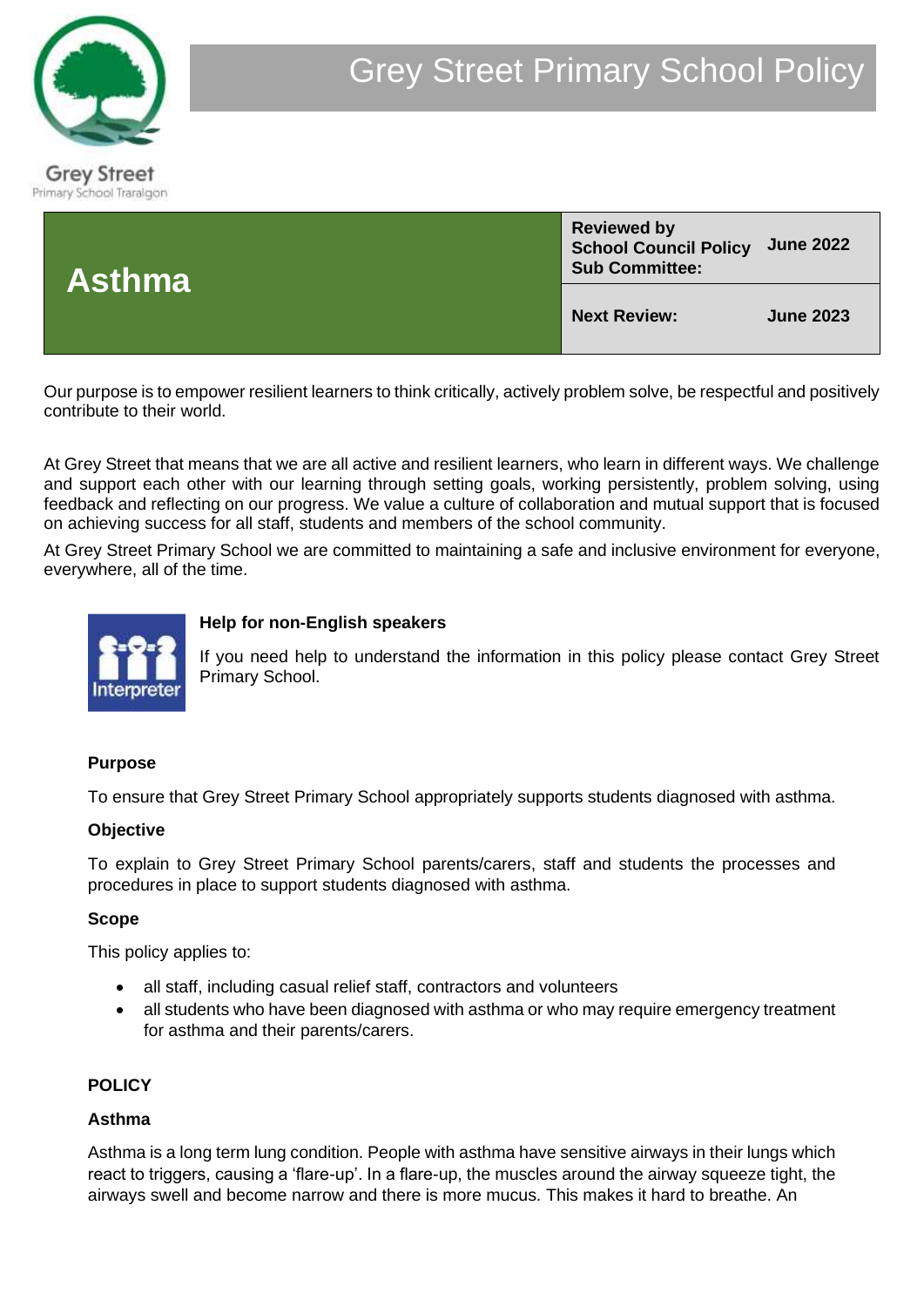Grey Street
Primary School Traralgon

# Grey Street Primary School Policy

| Asthma | Reviewed by School Council Policy Sub Committee: | June 2022 |
|---|---|---|
| | Next Review: | June 2023 |

Our purpose is to empower resilient learners to think critically, actively problem solve, be respectful and positively contribute to their world.

At Grey Street that means that we are all active and resilient learners, who learn in different ways. We challenge and support each other with our learning through setting goals, working persistently, problem solving, using feedback and reflecting on our progress. We value a culture of collaboration and mutual support that is focused on achieving success for all staff, students and members of the school community.

At Grey Street Primary School we are committed to maintaining a safe and inclusive environment for everyone, everywhere, all of the time.

Interpreter

**Help for non-English speakers**

If you need help to understand the information in this policy please contact Grey Street Primary School.

**Purpose**

To ensure that Grey Street Primary School appropriately supports students diagnosed with asthma.

**Objective**

To explain to Grey Street Primary School parents/carers, staff and students the processes and procedures in place to support students diagnosed with asthma.

**Scope**

This policy applies to:

- all staff, including casual relief staff, contractors and volunteers
- all students who have been diagnosed with asthma or who may require emergency treatment for asthma and their parents/carers.

## POLICY

**Asthma**

Asthma is a long term lung condition. People with asthma have sensitive airways in their lungs which react to triggers, causing a 'flare-up'. In a flare-up, the muscles around the airway squeeze tight, the airways swell and become narrow and there is more mucus. This makes it hard to breathe. An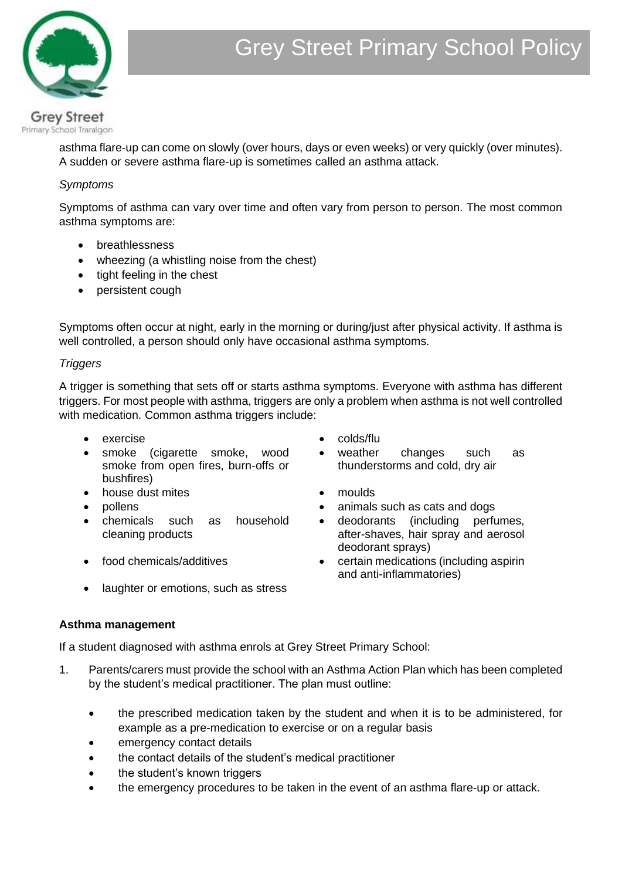asthma flare-up can come on slowly (over hours, days or even weeks) or very quickly (over minutes). A sudden or severe asthma flare-up is sometimes called an asthma attack.

*Symptoms*

Symptoms of asthma can vary over time and often vary from person to person. The most common asthma symptoms are:

- breathlessness
- wheezing (a whistling noise from the chest)
- tight feeling in the chest
- persistent cough

Symptoms often occur at night, early in the morning or during/just after physical activity. If asthma is well controlled, a person should only have occasional asthma symptoms.

*Triggers*

A trigger is something that sets off or starts asthma symptoms. Everyone with asthma has different triggers. For most people with asthma, triggers are only a problem when asthma is not well controlled with medication. Common asthma triggers include:

- exercise
- smoke (cigarette smoke, wood smoke from open fires, burn-offs or bushfires)
- house dust mites
- pollens
- chemicals such as household cleaning products
- food chemicals/additives
- laughter or emotions, such as stress
- colds/flu
- weather changes such as thunderstorms and cold, dry air
- moulds
- animals such as cats and dogs
- deodorants (including perfumes, after-shaves, hair spray and aerosol deodorant sprays)
- certain medications (including aspirin and anti-inflammatories)

**Asthma management**

If a student diagnosed with asthma enrols at Grey Street Primary School:

1. Parents/carers must provide the school with an Asthma Action Plan which has been completed by the student's medical practitioner. The plan must outline:
   - the prescribed medication taken by the student and when it is to be administered, for example as a pre-medication to exercise or on a regular basis
   - emergency contact details
   - the contact details of the student's medical practitioner
   - the student's known triggers
   - the emergency procedures to be taken in the event of an asthma flare-up or attack.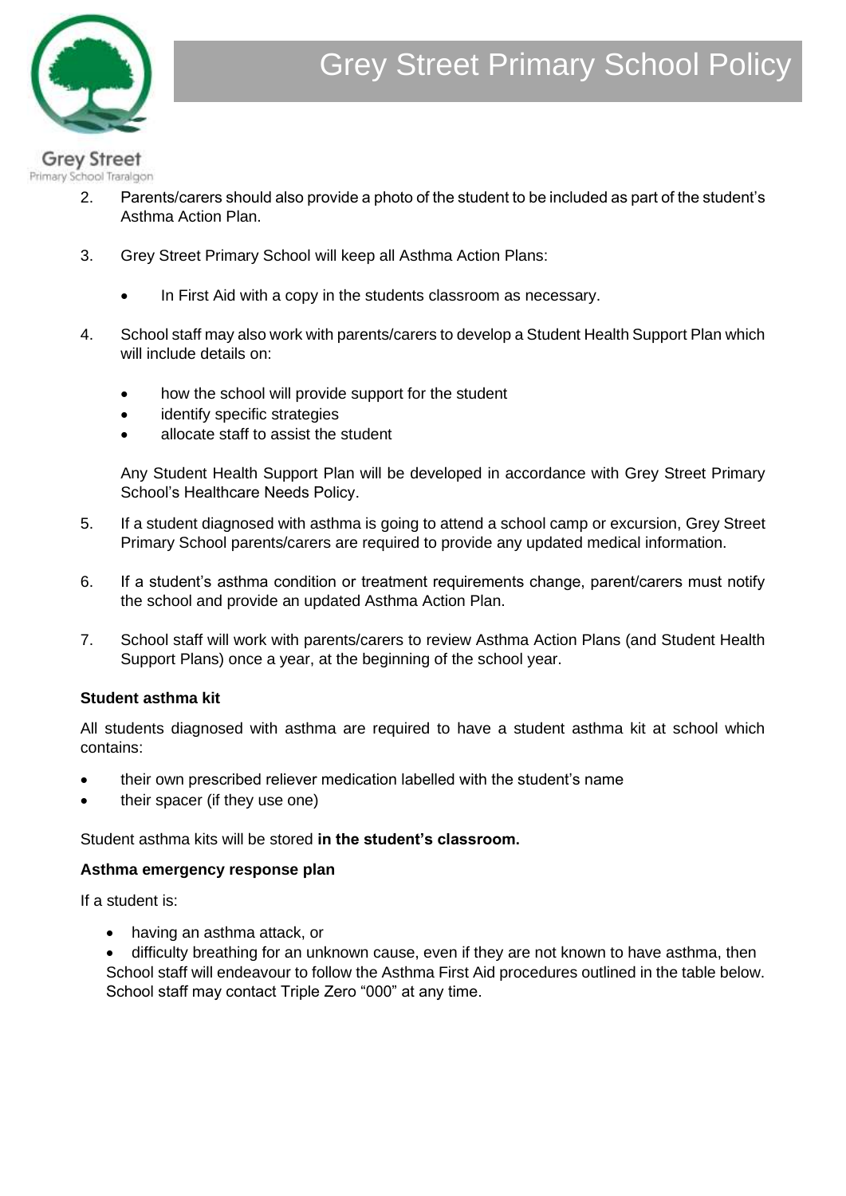2. Parents/carers should also provide a photo of the student to be included as part of the student's Asthma Action Plan.

3. Grey Street Primary School will keep all Asthma Action Plans:

   - In First Aid with a copy in the students classroom as necessary.

4. School staff may also work with parents/carers to develop a Student Health Support Plan which will include details on:

   - how the school will provide support for the student
   - identify specific strategies
   - allocate staff to assist the student

   Any Student Health Support Plan will be developed in accordance with Grey Street Primary School's Healthcare Needs Policy.

5. If a student diagnosed with asthma is going to attend a school camp or excursion, Grey Street Primary School parents/carers are required to provide any updated medical information.

6. If a student's asthma condition or treatment requirements change, parent/carers must notify the school and provide an updated Asthma Action Plan.

7. School staff will work with parents/carers to review Asthma Action Plans (and Student Health Support Plans) once a year, at the beginning of the school year.

**Student asthma kit**

All students diagnosed with asthma are required to have a student asthma kit at school which contains:

- their own prescribed reliever medication labelled with the student's name
- their spacer (if they use one)

Student asthma kits will be stored **in the student's classroom.**

**Asthma emergency response plan**

If a student is:

- having an asthma attack, or
- difficulty breathing for an unknown cause, even if they are not known to have asthma, then

School staff will endeavour to follow the Asthma First Aid procedures outlined in the table below. School staff may contact Triple Zero "000" at any time.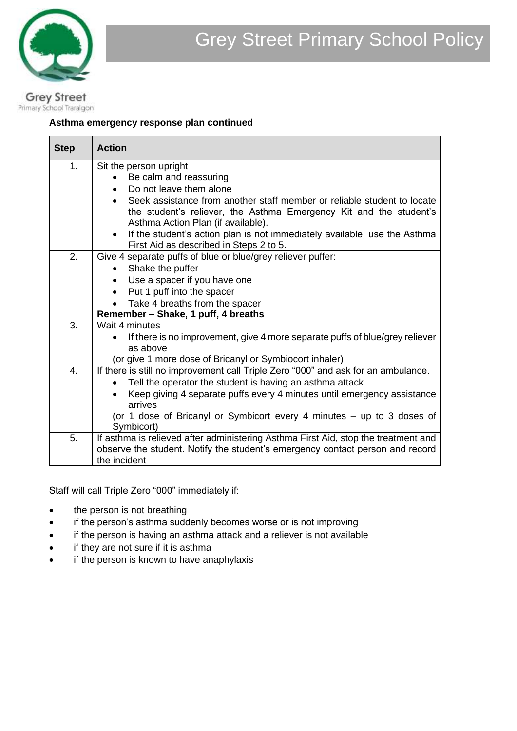**Asthma emergency response plan continued**

| Step | Action |
|---|---|
| 1. | Sit the person upright<br>• Be calm and reassuring<br>• Do not leave them alone<br>• Seek assistance from another staff member or reliable student to locate the student's reliever, the Asthma Emergency Kit and the student's Asthma Action Plan (if available).<br>• If the student's action plan is not immediately available, use the Asthma First Aid as described in Steps 2 to 5. |
| 2. | Give 4 separate puffs of blue or blue/grey reliever puffer:<br>• Shake the puffer<br>• Use a spacer if you have one<br>• Put 1 puff into the spacer<br>• Take 4 breaths from the spacer<br>**Remember – Shake, 1 puff, 4 breaths** |
| 3. | Wait 4 minutes<br>• If there is no improvement, give 4 more separate puffs of blue/grey reliever as above<br>(or give 1 more dose of Bricanyl or Symbiocort inhaler) |
| 4. | If there is still no improvement call Triple Zero "000" and ask for an ambulance.<br>• Tell the operator the student is having an asthma attack<br>• Keep giving 4 separate puffs every 4 minutes until emergency assistance arrives<br>(or 1 dose of Bricanyl or Symbicort every 4 minutes – up to 3 doses of Symbicort) |
| 5. | If asthma is relieved after administering Asthma First Aid, stop the treatment and observe the student. Notify the student's emergency contact person and record the incident |

Staff will call Triple Zero "000" immediately if:

- the person is not breathing
- if the person's asthma suddenly becomes worse or is not improving
- if the person is having an asthma attack and a reliever is not available
- if they are not sure if it is asthma
- if the person is known to have anaphylaxis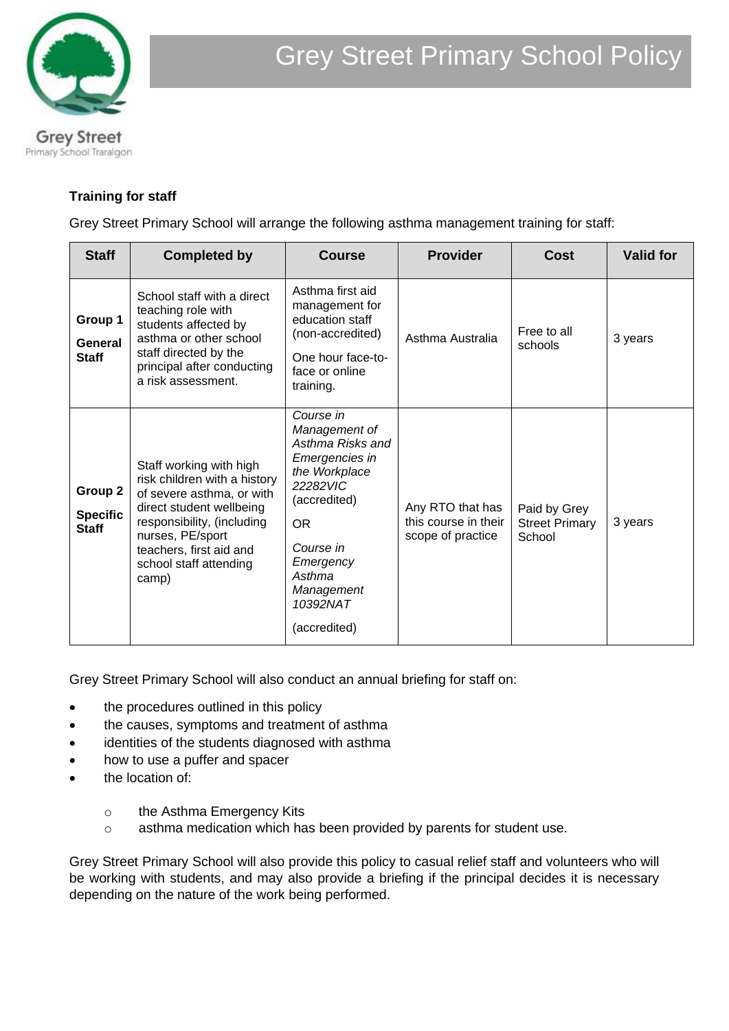**Training for staff**

Grey Street Primary School will arrange the following asthma management training for staff:

| Staff | Completed by | Course | Provider | Cost | Valid for |
|---|---|---|---|---|---|
| **Group 1 General Staff** | School staff with a direct teaching role with students affected by asthma or other school staff directed by the principal after conducting a risk assessment. | Asthma first aid management for education staff (non-accredited) One hour face-to-face or online training. | Asthma Australia | Free to all schools | 3 years |
| **Group 2 Specific Staff** | Staff working with high risk children with a history of severe asthma, or with direct student wellbeing responsibility, (including nurses, PE/sport teachers, first aid and school staff attending camp) | *Course in Management of Asthma Risks and Emergencies in the Workplace 22282VIC* (accredited) OR *Course in Emergency Asthma Management 10392NAT* (accredited) | Any RTO that has this course in their scope of practice | Paid by Grey Street Primary School | 3 years |

Grey Street Primary School will also conduct an annual briefing for staff on:

- the procedures outlined in this policy
- the causes, symptoms and treatment of asthma
- identities of the students diagnosed with asthma
- how to use a puffer and spacer
- the location of:
  - the Asthma Emergency Kits
  - asthma medication which has been provided by parents for student use.

Grey Street Primary School will also provide this policy to casual relief staff and volunteers who will be working with students, and may also provide a briefing if the principal decides it is necessary depending on the nature of the work being performed.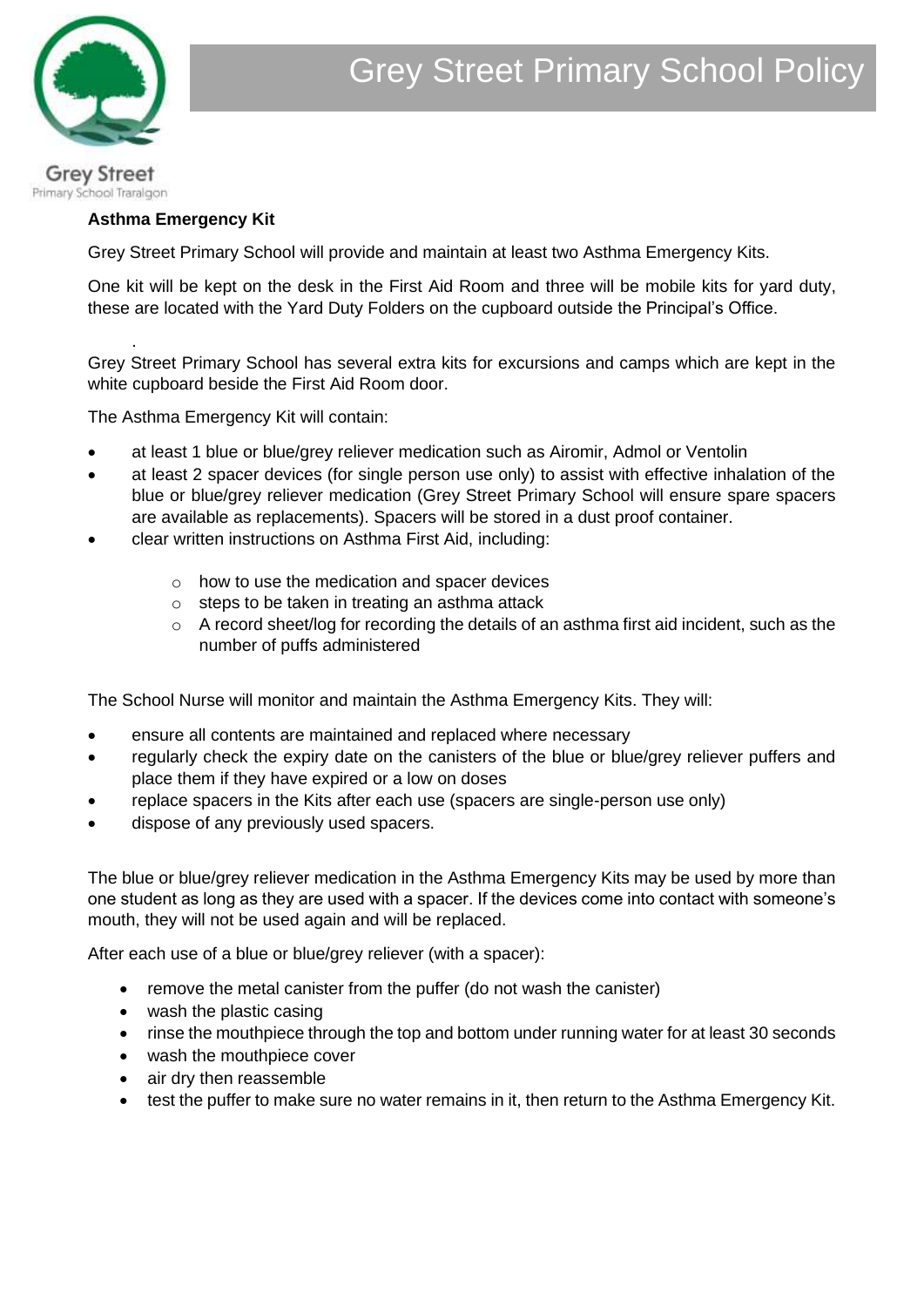### Asthma Emergency Kit

Grey Street Primary School will provide and maintain at least two Asthma Emergency Kits.

One kit will be kept on the desk in the First Aid Room and three will be mobile kits for yard duty, these are located with the Yard Duty Folders on the cupboard outside the Principal's Office.

.

Grey Street Primary School has several extra kits for excursions and camps which are kept in the white cupboard beside the First Aid Room door.

The Asthma Emergency Kit will contain:

- at least 1 blue or blue/grey reliever medication such as Airomir, Admol or Ventolin
- at least 2 spacer devices (for single person use only) to assist with effective inhalation of the blue or blue/grey reliever medication (Grey Street Primary School will ensure spare spacers are available as replacements). Spacers will be stored in a dust proof container.
- clear written instructions on Asthma First Aid, including:
  - how to use the medication and spacer devices
  - steps to be taken in treating an asthma attack
  - A record sheet/log for recording the details of an asthma first aid incident, such as the number of puffs administered

The School Nurse will monitor and maintain the Asthma Emergency Kits. They will:

- ensure all contents are maintained and replaced where necessary
- regularly check the expiry date on the canisters of the blue or blue/grey reliever puffers and place them if they have expired or a low on doses
- replace spacers in the Kits after each use (spacers are single-person use only)
- dispose of any previously used spacers.

The blue or blue/grey reliever medication in the Asthma Emergency Kits may be used by more than one student as long as they are used with a spacer. If the devices come into contact with someone's mouth, they will not be used again and will be replaced.

After each use of a blue or blue/grey reliever (with a spacer):

- remove the metal canister from the puffer (do not wash the canister)
- wash the plastic casing
- rinse the mouthpiece through the top and bottom under running water for at least 30 seconds
- wash the mouthpiece cover
- air dry then reassemble
- test the puffer to make sure no water remains in it, then return to the Asthma Emergency Kit.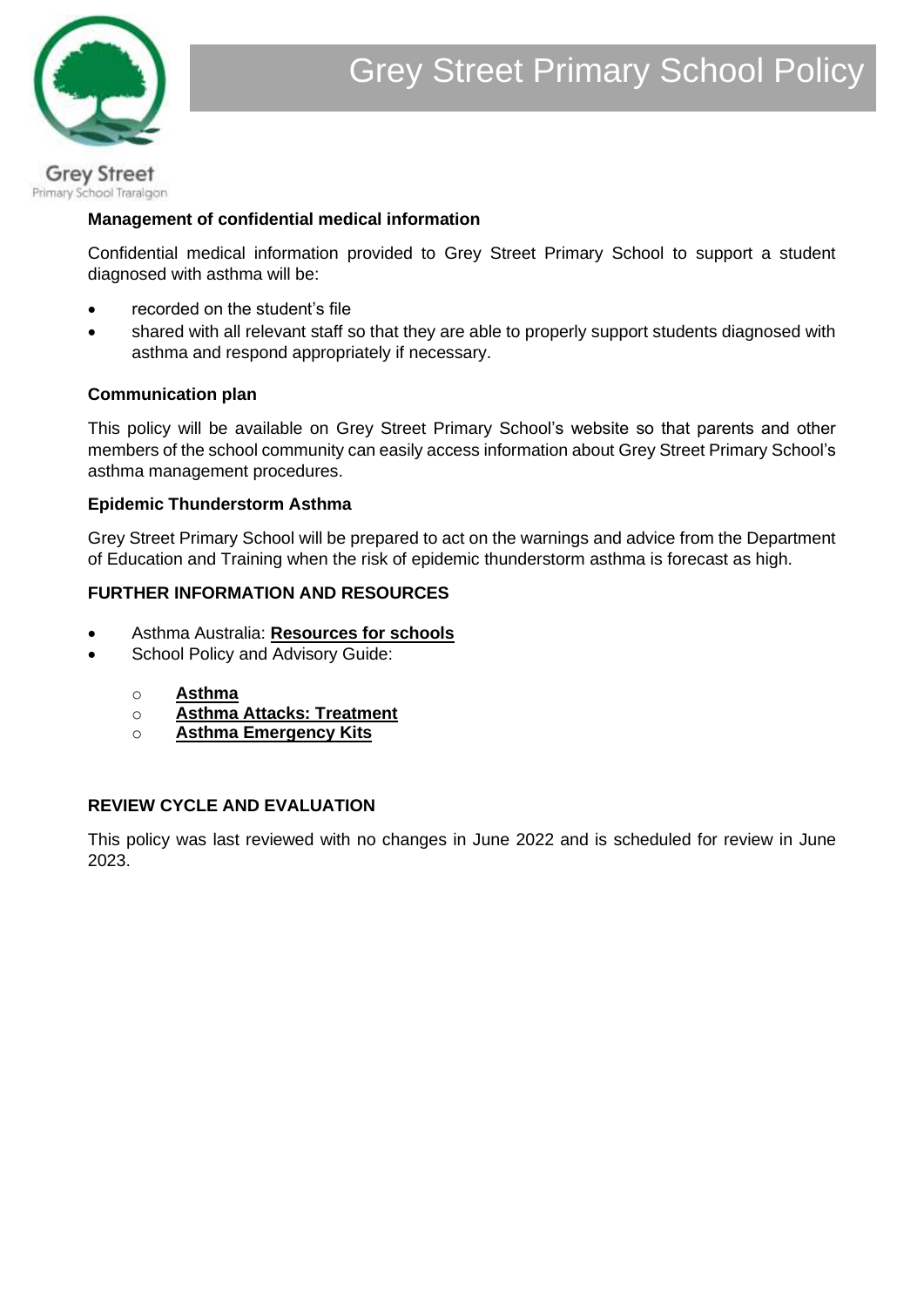**Management of confidential medical information**

Confidential medical information provided to Grey Street Primary School to support a student diagnosed with asthma will be:

- recorded on the student's file
- shared with all relevant staff so that they are able to properly support students diagnosed with asthma and respond appropriately if necessary.

**Communication plan**

This policy will be available on Grey Street Primary School's website so that parents and other members of the school community can easily access information about Grey Street Primary School's asthma management procedures.

**Epidemic Thunderstorm Asthma**

Grey Street Primary School will be prepared to act on the warnings and advice from the Department of Education and Training when the risk of epidemic thunderstorm asthma is forecast as high.

**FURTHER INFORMATION AND RESOURCES**

- Asthma Australia: **Resources for schools**
- School Policy and Advisory Guide:
  - **Asthma**
  - **Asthma Attacks: Treatment**
  - **Asthma Emergency Kits**

**REVIEW CYCLE AND EVALUATION**

This policy was last reviewed with no changes in June 2022 and is scheduled for review in June 2023.